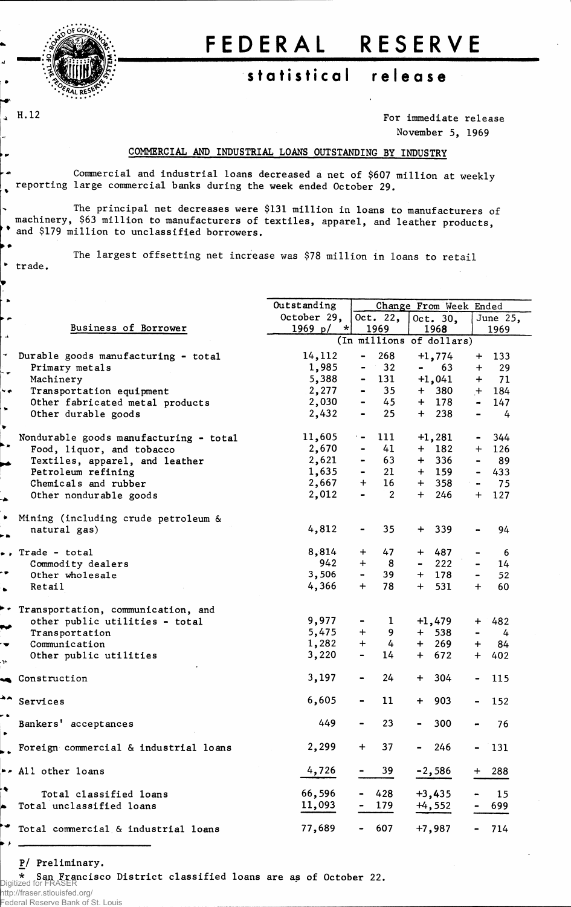# FEDERAL RESERVE

## statistical release

H.12

For immediate release
November 5, 1969

### COMMERCIAL AND INDUSTRIAL LOANS OUTSTANDING BY INDUSTRY

Commercial and industrial loans decreased a net of $607 million at weekly reporting large commercial banks during the week ended October 29.

The principal net decreases were $131 million in loans to manufacturers of machinery, $63 million to manufacturers of textiles, apparel, and leather products, and $179 million to unclassified borrowers.

The largest offsetting net increase was $78 million in loans to retail trade.

| Business of Borrower | Outstanding October 29, 1969 p/ * | Change From Week Ended Oct. 22, 1969 | Oct. 30, 1968 | June 25, 1969 |
|---|---|---|---|---|
| | (In millions of dollars) | | | |
| Durable goods manufacturing - total | 14,112 | - 268 | +1,774 | + 133 |
| Primary metals | 1,985 | - 32 | - 63 | + 29 |
| Machinery | 5,388 | - 131 | +1,041 | + 71 |
| Transportation equipment | 2,277 | - 35 | + 380 | + 184 |
| Other fabricated metal products | 2,030 | - 45 | + 178 | - 147 |
| Other durable goods | 2,432 | - 25 | + 238 | - 4 |
| Nondurable goods manufacturing - total | 11,605 | - 111 | +1,281 | - 344 |
| Food, liquor, and tobacco | 2,670 | - 41 | + 182 | + 126 |
| Textiles, apparel, and leather | 2,621 | - 63 | + 336 | - 89 |
| Petroleum refining | 1,635 | - 21 | + 159 | - 433 |
| Chemicals and rubber | 2,667 | + 16 | + 358 | - 75 |
| Other nondurable goods | 2,012 | - 2 | + 246 | + 127 |
| Mining (including crude petroleum & natural gas) | 4,812 | - 35 | + 339 | - 94 |
| Trade - total | 8,814 | + 47 | + 487 | - 6 |
| Commodity dealers | 942 | + 8 | - 222 | - 14 |
| Other wholesale | 3,506 | - 39 | + 178 | - 52 |
| Retail | 4,366 | + 78 | + 531 | + 60 |
| Transportation, communication, and other public utilities - total | 9,977 | - 1 | +1,479 | + 482 |
| Transportation | 5,475 | + 9 | + 538 | - 4 |
| Communication | 1,282 | + 4 | + 269 | + 84 |
| Other public utilities | 3,220 | - 14 | + 672 | + 402 |
| Construction | 3,197 | - 24 | + 304 | - 115 |
| Services | 6,605 | - 11 | + 903 | - 152 |
| Bankers' acceptances | 449 | - 23 | - 300 | - 76 |
| Foreign commercial & industrial loans | 2,299 | + 37 | - 246 | - 131 |
| All other loans | 4,726 | - 39 | -2,586 | + 288 |
| Total classified loans | 66,596 | - 428 | +3,435 | - 15 |
| Total unclassified loans | 11,093 | - 179 | +4,552 | - 699 |
| Total commercial & industrial loans | 77,689 | - 607 | +7,987 | - 714 |

p/ Preliminary.

\* San Francisco District classified loans are as of October 22.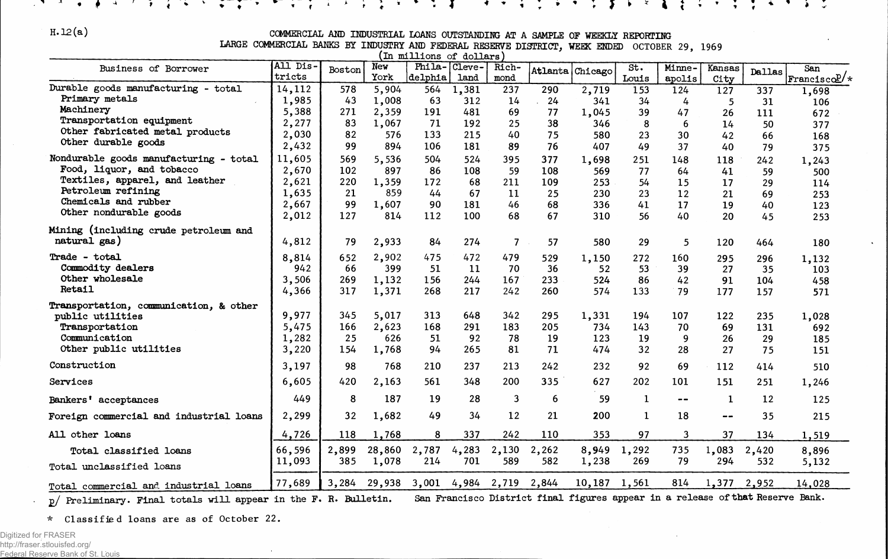H.12(a)

COMMERCIAL AND INDUSTRIAL LOANS OUTSTANDING AT A SAMPLE OF WEEKLY REPORTING LARGE COMMERCIAL BANKS BY INDUSTRY AND FEDERAL RESERVE DISTRICT, WEEK ENDED OCTOBER 29, 1969

(In millions of dollars)

| Business of Borrower | All Districts | Boston | New York | Philadelphia | Cleveland | Richmond | Atlanta | Chicago | St. Louis | Minneapolis | Kansas City | Dallas | San Francisco p/ * |
|---|---|---|---|---|---|---|---|---|---|---|---|---|---|
| Durable goods manufacturing - total | 14,112 | 578 | 5,904 | 564 | 1,381 | 237 | 290 | 2,719 | 153 | 124 | 127 | 337 | 1,698 |
| Primary metals | 1,985 | 43 | 1,008 | 63 | 312 | 14 | 24 | 341 | 34 | 4 | 5 | 31 | 106 |
| Machinery | 5,388 | 271 | 2,359 | 191 | 481 | 69 | 77 | 1,045 | 39 | 47 | 26 | 111 | 672 |
| Transportation equipment | 2,277 | 83 | 1,067 | 71 | 192 | 25 | 38 | 346 | 8 | 6 | 14 | 50 | 377 |
| Other fabricated metal products | 2,030 | 82 | 576 | 133 | 215 | 40 | 75 | 580 | 23 | 30 | 42 | 66 | 168 |
| Other durable goods | 2,432 | 99 | 894 | 106 | 181 | 89 | 76 | 407 | 49 | 37 | 40 | 79 | 375 |
| Nondurable goods manufacturing - total | 11,605 | 569 | 5,536 | 504 | 524 | 395 | 377 | 1,698 | 251 | 148 | 118 | 242 | 1,243 |
| Food, liquor, and tobacco | 2,670 | 102 | 897 | 86 | 108 | 59 | 108 | 569 | 77 | 64 | 41 | 59 | 500 |
| Textiles, apparel, and leather | 2,621 | 220 | 1,359 | 172 | 68 | 211 | 109 | 253 | 54 | 15 | 17 | 29 | 114 |
| Petroleum refining | 1,635 | 21 | 859 | 44 | 67 | 11 | 25 | 230 | 23 | 12 | 21 | 69 | 253 |
| Chemicals and rubber | 2,667 | 99 | 1,607 | 90 | 181 | 46 | 68 | 336 | 41 | 17 | 19 | 40 | 123 |
| Other nondurable goods | 2,012 | 127 | 814 | 112 | 100 | 68 | 67 | 310 | 56 | 40 | 20 | 45 | 253 |
| Mining (including crude petroleum and natural gas) | 4,812 | 79 | 2,933 | 84 | 274 | 7 | 57 | 580 | 29 | 5 | 120 | 464 | 180 |
| Trade - total | 8,814 | 652 | 2,902 | 475 | 472 | 479 | 529 | 1,150 | 272 | 160 | 295 | 296 | 1,132 |
| Commodity dealers | 942 | 66 | 399 | 51 | 11 | 70 | 36 | 52 | 53 | 39 | 27 | 35 | 103 |
| Other wholesale | 3,506 | 269 | 1,132 | 156 | 244 | 167 | 233 | 524 | 86 | 42 | 91 | 104 | 458 |
| Retail | 4,366 | 317 | 1,371 | 268 | 217 | 242 | 260 | 574 | 133 | 79 | 177 | 157 | 571 |
| Transportation, communication, & other public utilities | 9,977 | 345 | 5,017 | 313 | 648 | 342 | 295 | 1,331 | 194 | 107 | 122 | 235 | 1,028 |
| Transportation | 5,475 | 166 | 2,623 | 168 | 291 | 183 | 205 | 734 | 143 | 70 | 69 | 131 | 692 |
| Communication | 1,282 | 25 | 626 | 51 | 92 | 78 | 19 | 123 | 19 | 9 | 26 | 29 | 185 |
| Other public utilities | 3,220 | 154 | 1,768 | 94 | 265 | 81 | 71 | 474 | 32 | 28 | 27 | 75 | 151 |
| Construction | 3,197 | 98 | 768 | 210 | 237 | 213 | 242 | 232 | 92 | 69 | 112 | 414 | 510 |
| Services | 6,605 | 420 | 2,163 | 561 | 348 | 200 | 335 | 627 | 202 | 101 | 151 | 251 | 1,246 |
| Bankers' acceptances | 449 | 8 | 187 | 19 | 28 | 3 | 6 | 59 | 1 | -- | 1 | 12 | 125 |
| Foreign commercial and industrial loans | 2,299 | 32 | 1,682 | 49 | 34 | 12 | 21 | 200 | 1 | 18 | -- | 35 | 215 |
| All other loans | 4,726 | 118 | 1,768 | 8 | 337 | 242 | 110 | 353 | 97 | 3 | 37 | 134 | 1,519 |
| Total classified loans | 66,596 | 2,899 | 28,860 | 2,787 | 4,283 | 2,130 | 2,262 | 8,949 | 1,292 | 735 | 1,083 | 2,420 | 8,896 |
| Total unclassified loans | 11,093 | 385 | 1,078 | 214 | 701 | 589 | 582 | 1,238 | 269 | 79 | 294 | 532 | 5,132 |
| Total commercial and industrial loans | 77,689 | 3,284 | 29,938 | 3,001 | 4,984 | 2,719 | 2,844 | 10,187 | 1,561 | 814 | 1,377 | 2,952 | 14,028 |

p/ Preliminary. Final totals will appear in the F. R. Bulletin. San Francisco District final figures appear in a release of that Reserve Bank.

* Classified loans are as of October 22.